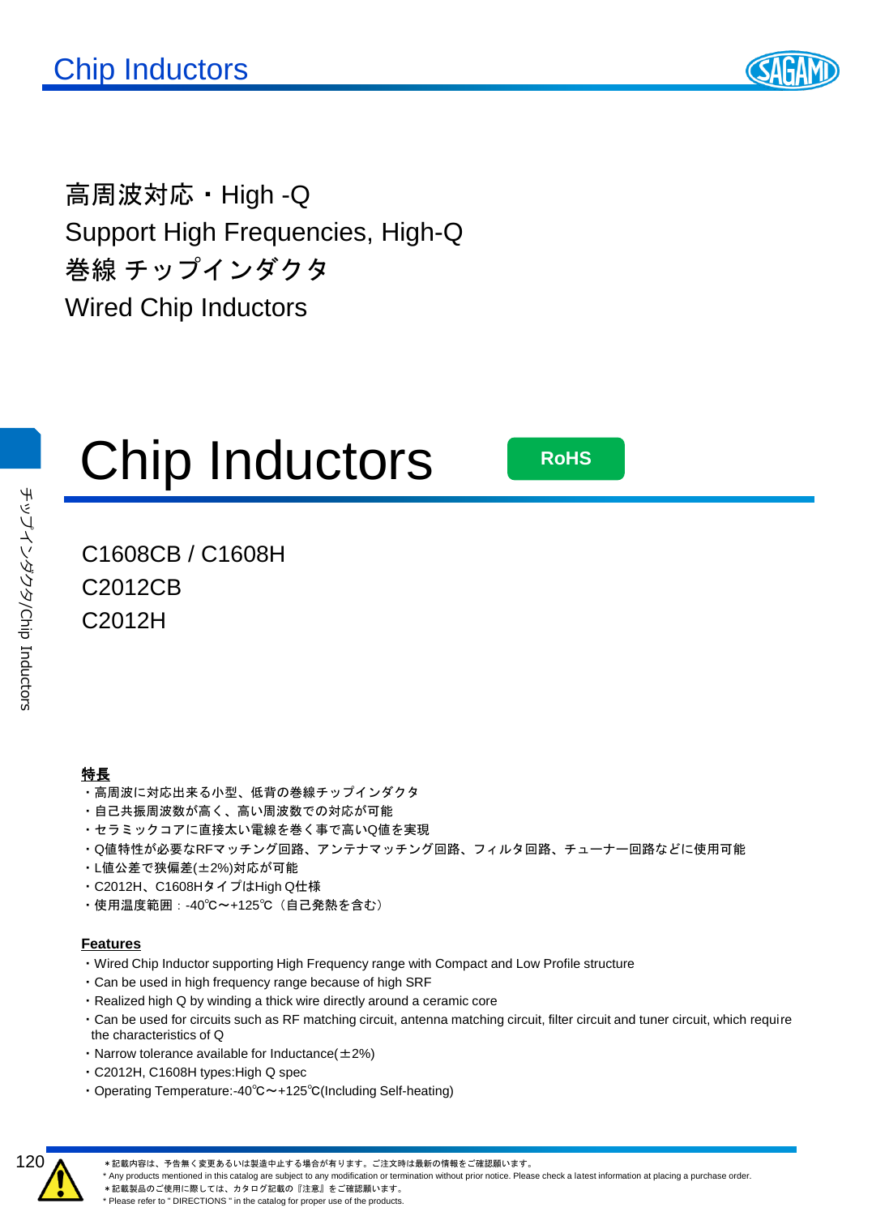高周波対応・High -Q
Support High Frequencies, High-Q
巻線 チップインダクタ
Wired Chip Inductors

# Chip Inductors

RoHS

C1608CB / C1608H
C2012CB
C2012H

**特長**

・高周波に対応出来る小型、低背の巻線チップインダクタ
・自己共振周波数が高く、高い周波数での対応が可能
・セラミックコアに直接太い電線を巻く事で高いQ値を実現
・Q値特性が必要なRFマッチング回路、アンテナマッチング回路、フィルタ回路、チューナー回路などに使用可能
・L値公差で狭偏差(±2%)対応が可能
・C2012H、C1608HタイプはHigh Q仕様
・使用温度範囲：-40℃～+125℃（自己発熱を含む）

**Features**

・Wired Chip Inductor supporting High Frequency range with Compact and Low Profile structure
・Can be used in high frequency range because of high SRF
・Realized high Q by winding a thick wire directly around a ceramic core
・Can be used for circuits such as RF matching circuit, antenna matching circuit, filter circuit and tuner circuit, which require the characteristics of Q
・Narrow tolerance available for Inductance(±2%)
・C2012H, C1608H types:High Q spec
・Operating Temperature:-40℃～+125℃(Including Self-heating)

＊記載内容は、予告無く変更あるいは製造中止する場合が有ります。ご注文時は最新の情報をご確認願います。
* Any products mentioned in this catalog are subject to any modification or termination without prior notice. Please check a latest information at placing a purchase order.
＊記載製品のご使用に際しては、カタログ記載の『注意』をご確認願います。
* Please refer to " DIRECTIONS " in the catalog for proper use of the products.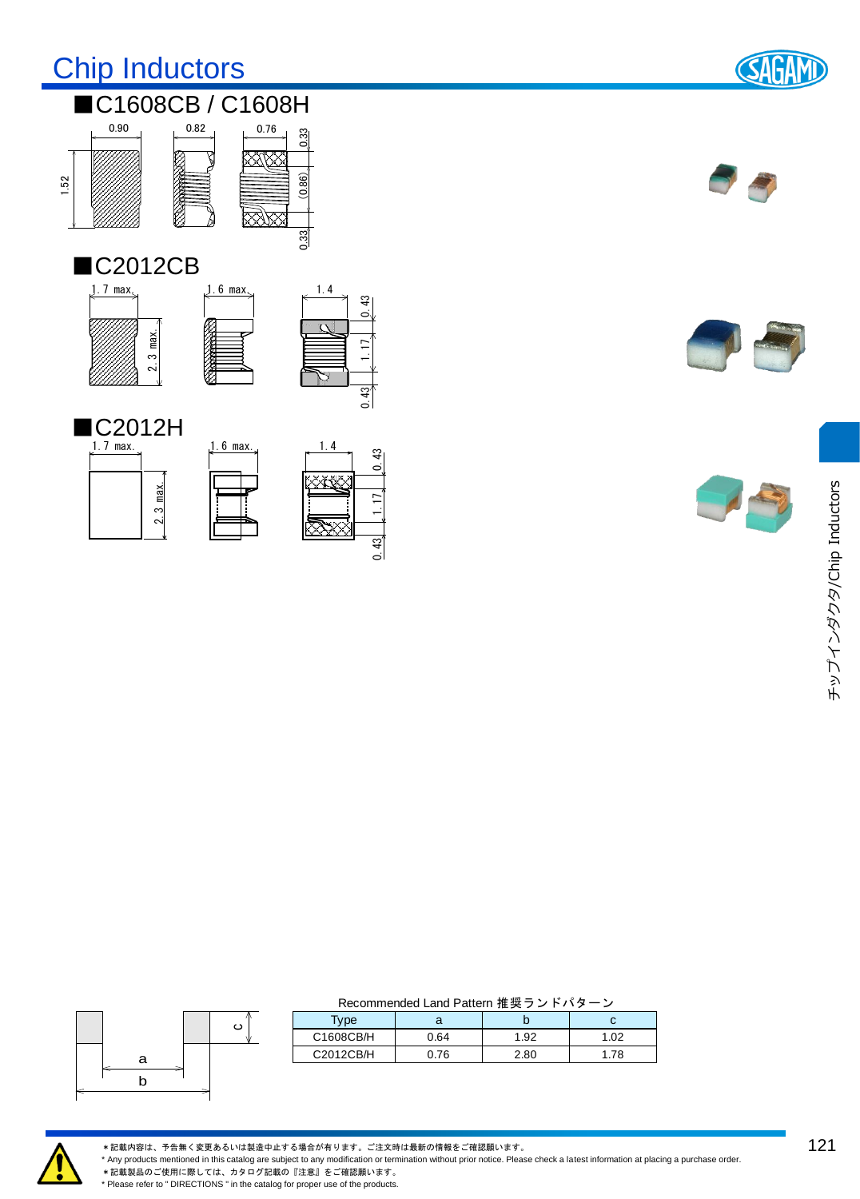# Chip Inductors

## ■C1608CB / C1608H

0.90　0.82　0.76

1.52　0.33　(0.86)　0.33

## ■C2012CB

1.7 max.　1.6 max.　1.4

2.3 max.　0.43　1.17　0.43

## ■C2012H

1.7 max.　1.6 max.　1.4

2.3 max.　0.43　1.17　0.43

チップインダクタ/Chip Inductors

Recommended Land Pattern 推奨ランドパターン

| Type | a | b | c |
|---|---|---|---|
| C1608CB/H | 0.64 | 1.92 | 1.02 |
| C2012CB/H | 0.76 | 2.80 | 1.78 |

＊記載内容は、予告無く変更あるいは製造中止する場合が有ります。ご注文時は最新の情報をご確認願います。
* Any products mentioned in this catalog are subject to any modification or termination without prior notice. Please check a latest information at placing a purchase order.
＊記載製品のご使用に際しては、カタログ記載の『注意』をご確認願います。
* Please refer to " DIRECTIONS " in the catalog for proper use of the products.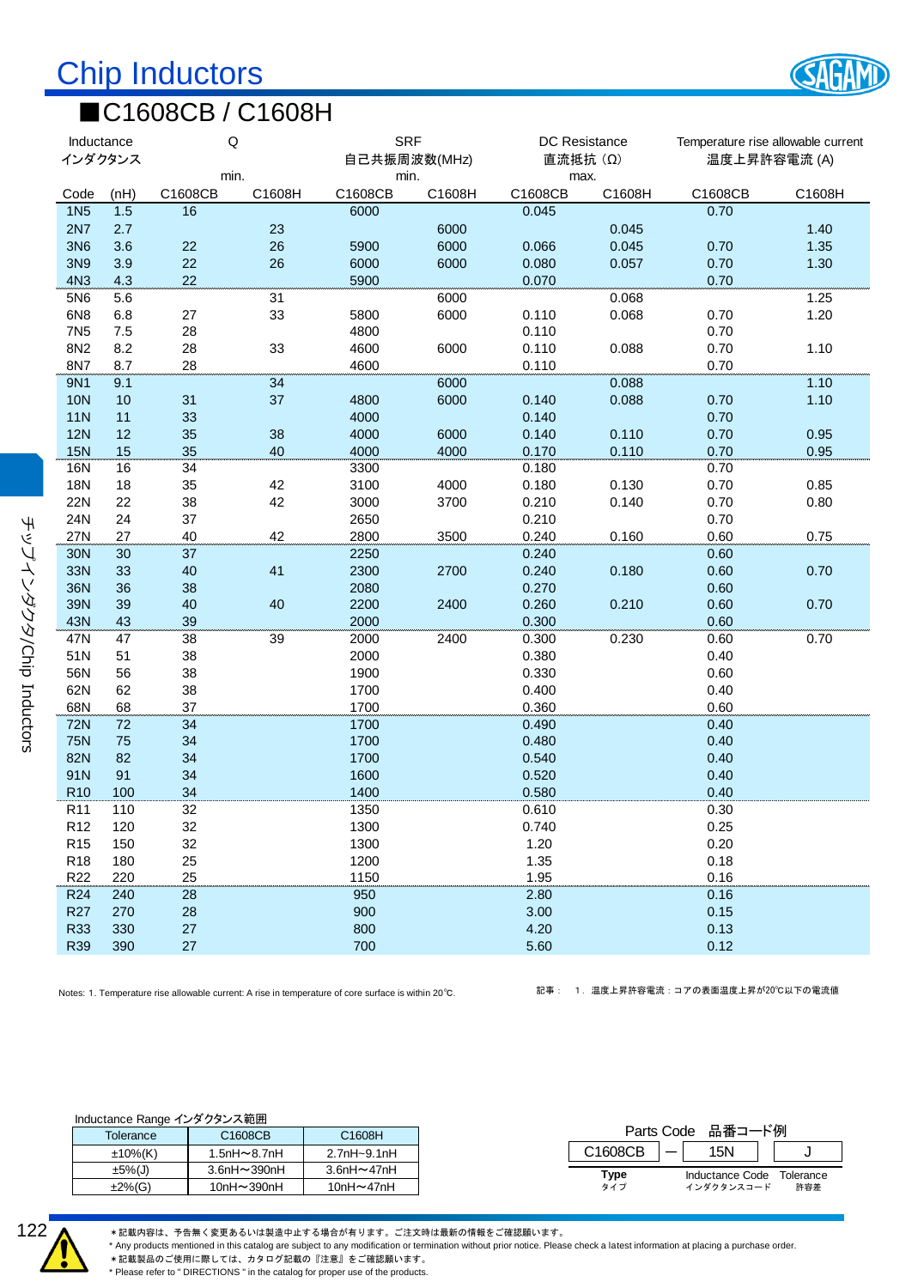# Chip Inductors

## ■C1608CB / C1608H

| Inductance インダクタンス | | Q min. | | SRF 自己共振周波数(MHz) min. | | DC Resistance 直流抵抗（Ω） max. | | Temperature rise allowable current 温度上昇許容電流 (A) | |
|---|---|---|---|---|---|---|---|---|---|
| Code | (nH) | C1608CB | C1608H | C1608CB | C1608H | C1608CB | C1608H | C1608CB | C1608H |
| 1N5 | 1.5 | 16 | | 6000 | | 0.045 | | 0.70 | |
| 2N7 | 2.7 | | 23 | | 6000 | | 0.045 | | 1.40 |
| 3N6 | 3.6 | 22 | 26 | 5900 | 6000 | 0.066 | 0.045 | 0.70 | 1.35 |
| 3N9 | 3.9 | 22 | 26 | 6000 | 6000 | 0.080 | 0.057 | 0.70 | 1.30 |
| 4N3 | 4.3 | 22 | | 5900 | | 0.070 | | 0.70 | |
| 5N6 | 5.6 | | 31 | | 6000 | | 0.068 | | 1.25 |
| 6N8 | 6.8 | 27 | 33 | 5800 | 6000 | 0.110 | 0.068 | 0.70 | 1.20 |
| 7N5 | 7.5 | 28 | | 4800 | | 0.110 | | 0.70 | |
| 8N2 | 8.2 | 28 | 33 | 4600 | 6000 | 0.110 | 0.088 | 0.70 | 1.10 |
| 8N7 | 8.7 | 28 | | 4600 | | 0.110 | | 0.70 | |
| 9N1 | 9.1 | | 34 | | 6000 | | 0.088 | | 1.10 |
| 10N | 10 | 31 | 37 | 4800 | 6000 | 0.140 | 0.088 | 0.70 | 1.10 |
| 11N | 11 | 33 | | 4000 | | 0.140 | | 0.70 | |
| 12N | 12 | 35 | 38 | 4000 | 6000 | 0.140 | 0.110 | 0.70 | 0.95 |
| 15N | 15 | 35 | 40 | 4000 | 4000 | 0.170 | 0.110 | 0.70 | 0.95 |
| 16N | 16 | 34 | | 3300 | | 0.180 | | 0.70 | |
| 18N | 18 | 35 | 42 | 3100 | 4000 | 0.180 | 0.130 | 0.70 | 0.85 |
| 22N | 22 | 38 | 42 | 3000 | 3700 | 0.210 | 0.140 | 0.70 | 0.80 |
| 24N | 24 | 37 | | 2650 | | 0.210 | | 0.70 | |
| 27N | 27 | 40 | 42 | 2800 | 3500 | 0.240 | 0.160 | 0.60 | 0.75 |
| 30N | 30 | 37 | | 2250 | | 0.240 | | 0.60 | |
| 33N | 33 | 40 | 41 | 2300 | 2700 | 0.240 | 0.180 | 0.60 | 0.70 |
| 36N | 36 | 38 | | 2080 | | 0.270 | | 0.60 | |
| 39N | 39 | 40 | 40 | 2200 | 2400 | 0.260 | 0.210 | 0.60 | 0.70 |
| 43N | 43 | 39 | | 2000 | | 0.300 | | 0.60 | |
| 47N | 47 | 38 | 39 | 2000 | 2400 | 0.300 | 0.230 | 0.60 | 0.70 |
| 51N | 51 | 38 | | 2000 | | 0.380 | | 0.40 | |
| 56N | 56 | 38 | | 1900 | | 0.330 | | 0.60 | |
| 62N | 62 | 38 | | 1700 | | 0.400 | | 0.40 | |
| 68N | 68 | 37 | | 1700 | | 0.360 | | 0.60 | |
| 72N | 72 | 34 | | 1700 | | 0.490 | | 0.40 | |
| 75N | 75 | 34 | | 1700 | | 0.480 | | 0.40 | |
| 82N | 82 | 34 | | 1700 | | 0.540 | | 0.40 | |
| 91N | 91 | 34 | | 1600 | | 0.520 | | 0.40 | |
| R10 | 100 | 34 | | 1400 | | 0.580 | | 0.40 | |
| R11 | 110 | 32 | | 1350 | | 0.610 | | 0.30 | |
| R12 | 120 | 32 | | 1300 | | 0.740 | | 0.25 | |
| R15 | 150 | 32 | | 1300 | | 1.20 | | 0.20 | |
| R18 | 180 | 25 | | 1200 | | 1.35 | | 0.18 | |
| R22 | 220 | 25 | | 1150 | | 1.95 | | 0.16 | |
| R24 | 240 | 28 | | 950 | | 2.80 | | 0.16 | |
| R27 | 270 | 28 | | 900 | | 3.00 | | 0.15 | |
| R33 | 330 | 27 | | 800 | | 4.20 | | 0.13 | |
| R39 | 390 | 27 | | 700 | | 5.60 | | 0.12 | |

Notes: 1. Temperature rise allowable current: A rise in temperature of core surface is within 20℃.

記事： 1．温度上昇許容電流：コアの表面温度上昇が20℃以下の電流値

Inductance Range インダクタンス範囲

| Tolerance | C1608CB | C1608H |
|---|---|---|
| ±10%(K) | 1.5nH〜8.7nH | 2.7nH〜9.1nH |
| ±5%(J) | 3.6nH〜390nH | 3.6nH〜47nH |
| ±2%(G) | 10nH〜390nH | 10nH〜47nH |

Parts Code 品番コード例

| C1608CB | — | 15N | J |
|---|---|---|---|
| Type タイプ | | Inductance Code インダクタンスコード | Tolerance 許容差 |

チップインダクタ/Chip Inductors

＊記載内容は、予告無く変更あるいは製造中止する場合が有ります。ご注文時は最新の情報をご確認願います。
＊Any products mentioned in this catalog are subject to any modification or termination without prior notice. Please check a latest information at placing a purchase order.
＊記載製品のご使用に際しては、カタログ記載の『注意』をご確認願います。
＊Please refer to " DIRECTIONS " in the catalog for proper use of the products.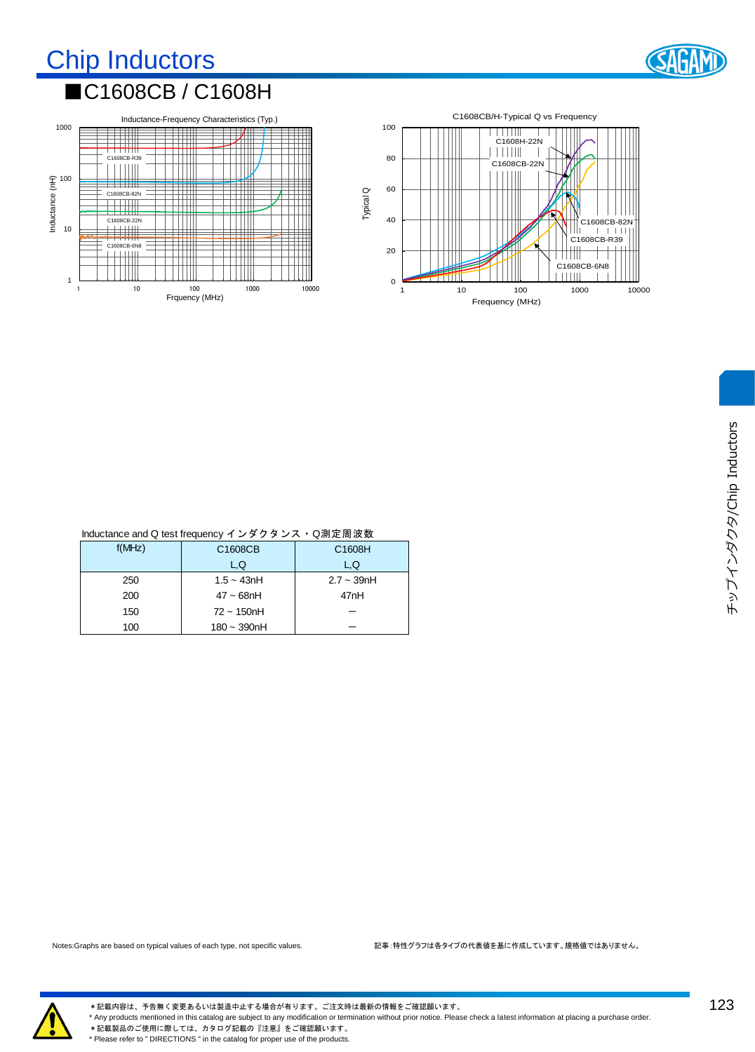# Chip Inductors

## ■C1608CB / C1608H

Inductance-Frequency Characteristics (Typ.)

C1608CB/H-Typical Q vs Frequency

Inductance and Q test frequency インダクタンス・Q測定周波数

| f(MHz) | C1608CB L,Q | C1608H L,Q |
|---|---|---|
| 250 | 1.5 ~ 43nH | 2.7 ~ 39nH |
| 200 | 47 ~ 68nH | 47nH |
| 150 | 72 ~ 150nH | — |
| 100 | 180 ~ 390nH | — |

Notes:Graphs are based on typical values of each type, not specific values.

記事：特性グラフは各タイプの代表値を基に作成しています。規格値ではありません。

チップインダクタ/Chip Inductors

＊記載内容は、予告無く変更あるいは製造中止する場合が有ります。ご注文時は最新の情報をご確認願います。
* Any products mentioned in this catalog are subject to any modification or termination without prior notice. Please check a latest information at placing a purchase order.
＊記載製品のご使用に際しては、カタログ記載の『注意』をご確認願います。
* Please refer to " DIRECTIONS " in the catalog for proper use of the products.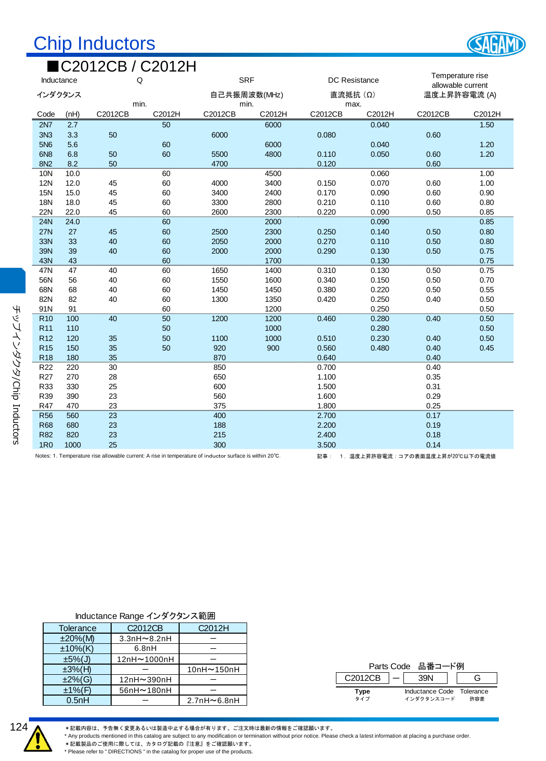# Chip Inductors

## ■C2012CB / C2012H

| Inductance インダクタンス | | Q min. | | SRF 自己共振周波数(MHz) min. | | DC Resistance 直流抵抗（Ω） max. | | Temperature rise allowable current 温度上昇許容電流 (A) | |
|---|---|---|---|---|---|---|---|---|---|
| Code | (nH) | C2012CB | C2012H | C2012CB | C2012H | C2012CB | C2012H | C2012CB | C2012H |
| 2N7 | 2.7 | | 50 | | 6000 | | 0.040 | | 1.50 |
| 3N3 | 3.3 | 50 | | 6000 | | 0.080 | | 0.60 | |
| 5N6 | 5.6 | | 60 | | 6000 | | 0.040 | | 1.20 |
| 6N8 | 6.8 | 50 | 60 | 5500 | 4800 | 0.110 | 0.050 | 0.60 | 1.20 |
| 8N2 | 8.2 | 50 | | 4700 | | 0.120 | | 0.60 | |
| 10N | 10.0 | | 60 | | 4500 | | 0.060 | | 1.00 |
| 12N | 12.0 | 45 | 60 | 4000 | 3400 | 0.150 | 0.070 | 0.60 | 1.00 |
| 15N | 15.0 | 45 | 60 | 3400 | 2400 | 0.170 | 0.090 | 0.60 | 0.90 |
| 18N | 18.0 | 45 | 60 | 3300 | 2800 | 0.210 | 0.110 | 0.60 | 0.80 |
| 22N | 22.0 | 45 | 60 | 2600 | 2300 | 0.220 | 0.090 | 0.50 | 0.85 |
| 24N | 24.0 | | 60 | | 2000 | | 0.090 | | 0.85 |
| 27N | 27 | 45 | 60 | 2500 | 2300 | 0.250 | 0.140 | 0.50 | 0.80 |
| 33N | 33 | 40 | 60 | 2050 | 2000 | 0.270 | 0.110 | 0.50 | 0.80 |
| 39N | 39 | 40 | 60 | 2000 | 2000 | 0.290 | 0.130 | 0.50 | 0.75 |
| 43N | 43 | | 60 | | 1700 | | 0.130 | | 0.75 |
| 47N | 47 | 40 | 60 | 1650 | 1400 | 0.310 | 0.130 | 0.50 | 0.75 |
| 56N | 56 | 40 | 60 | 1550 | 1600 | 0.340 | 0.150 | 0.50 | 0.70 |
| 68N | 68 | 40 | 60 | 1450 | 1450 | 0.380 | 0.220 | 0.50 | 0.55 |
| 82N | 82 | 40 | 60 | 1300 | 1350 | 0.420 | 0.250 | 0.40 | 0.50 |
| 91N | 91 | | 60 | | 1200 | | 0.250 | | 0.50 |
| R10 | 100 | 40 | 50 | 1200 | 1200 | 0.460 | 0.280 | 0.40 | 0.50 |
| R11 | 110 | | 50 | | 1000 | | 0.280 | | 0.50 |
| R12 | 120 | 35 | 50 | 1100 | 1000 | 0.510 | 0.230 | 0.40 | 0.50 |
| R15 | 150 | 35 | 50 | 920 | 900 | 0.560 | 0.480 | 0.40 | 0.45 |
| R18 | 180 | 35 | | 870 | | 0.640 | | 0.40 | |
| R22 | 220 | 30 | | 850 | | 0.700 | | 0.40 | |
| R27 | 270 | 28 | | 650 | | 1.100 | | 0.35 | |
| R33 | 330 | 25 | | 600 | | 1.500 | | 0.31 | |
| R39 | 390 | 23 | | 560 | | 1.600 | | 0.29 | |
| R47 | 470 | 23 | | 375 | | 1.800 | | 0.25 | |
| R56 | 560 | 23 | | 400 | | 2.700 | | 0.17 | |
| R68 | 680 | 23 | | 188 | | 2.200 | | 0.19 | |
| R82 | 820 | 23 | | 215 | | 2.400 | | 0.18 | |
| 1R0 | 1000 | 25 | | 300 | | 3.500 | | 0.14 | |

Notes: 1. Temperature rise allowable current: A rise in temperature of inductor surface is within 20℃.

記事： 1. 温度上昇許容電流：コアの表面温度上昇が20℃以下の電流値

Inductance Range インダクタンス範囲

| Tolerance | C2012CB | C2012H |
|---|---|---|
| ±20%(M) | 3.3nH～8.2nH | ― |
| ±10%(K) | 6.8nH | ― |
| ±5%(J) | 12nH～1000nH | ― |
| ±3%(H) | ― | 10nH～150nH |
| ±2%(G) | 12nH～390nH | ― |
| ±1%(F) | 56nH～180nH | ― |
| 0.5nH | ― | 2.7nH～6.8nH |

Parts Code 品番コード例

| C2012CB | ― | 39N | G |
|---|---|---|---|
| Type タイプ | | Inductance Code インダクタンスコード | Tolerance 許容差 |

チップインダクタ/Chip Inductors

＊記載内容は、予告無く変更あるいは製造中止する場合が有ります。ご注文時は最新の情報をご確認願います。
* Any products mentioned in this catalog are subject to any modification or termination without prior notice. Please check a latest information at placing a purchase order.
＊記載製品のご使用に際しては、カタログ記載の『注意』をご確認願います。
* Please refer to " DIRECTIONS " in the catalog for proper use of the products.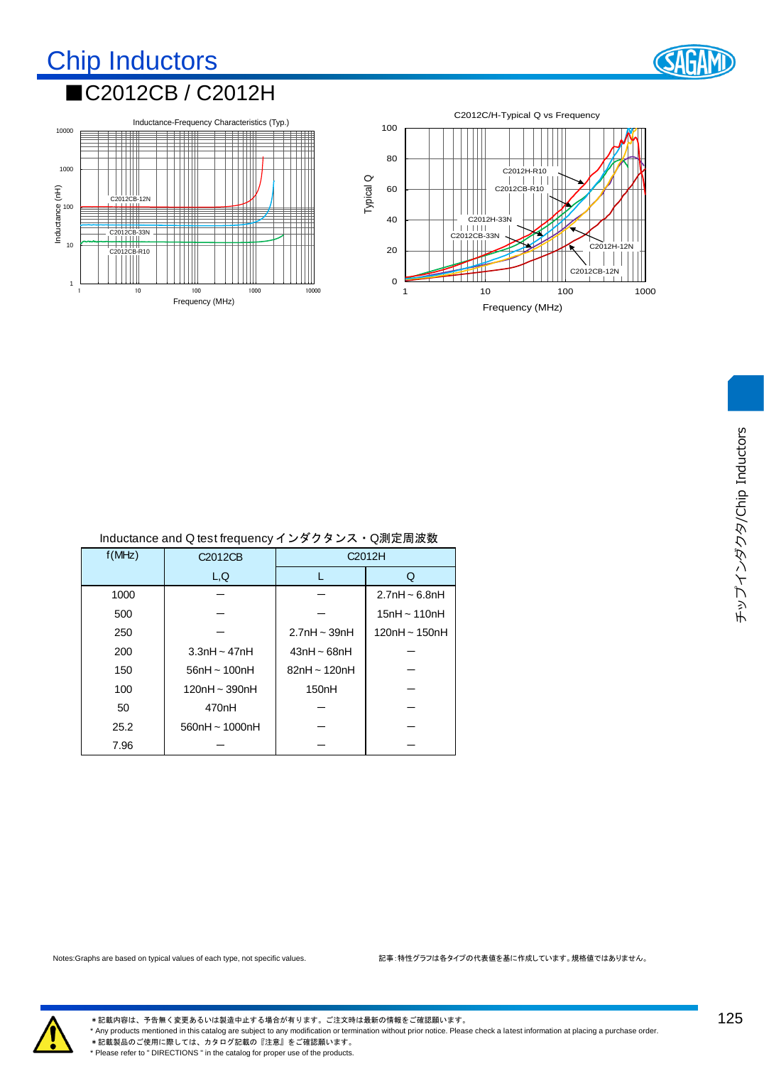# Chip Inductors

## ■C2012CB / C2012H

Inductance-Frequency Characteristics (Typ.)

C2012C/H-Typical Q vs Frequency

Inductance and Q test frequency インダクタンス・Q測定周波数

| f(MHz) | C2012CB | C2012H | |
|---|---|---|---|
| | L,Q | L | Q |
| 1000 | − | − | 2.7nH ~ 6.8nH |
| 500 | − | − | 15nH ~ 110nH |
| 250 | − | 2.7nH ~ 39nH | 120nH ~ 150nH |
| 200 | 3.3nH ~ 47nH | 43nH ~ 68nH | − |
| 150 | 56nH ~ 100nH | 82nH ~ 120nH | − |
| 100 | 120nH ~ 390nH | 150nH | − |
| 50 | 470nH | − | − |
| 25.2 | 560nH ~ 1000nH | − | − |
| 7.96 | − | − | − |

Notes:Graphs are based on typical values of each type, not specific values.

記事:特性グラフは各タイプの代表値を基に作成しています。規格値ではありません。

＊記載内容は、予告無く変更あるいは製造中止する場合が有ります。ご注文時は最新の情報をご確認願います。
* Any products mentioned in this catalog are subject to any modification or termination without prior notice. Please check a latest information at placing a purchase order.
＊記載製品のご使用に際しては、カタログ記載の『注意』をご確認願います。
* Please refer to " DIRECTIONS " in the catalog for proper use of the products.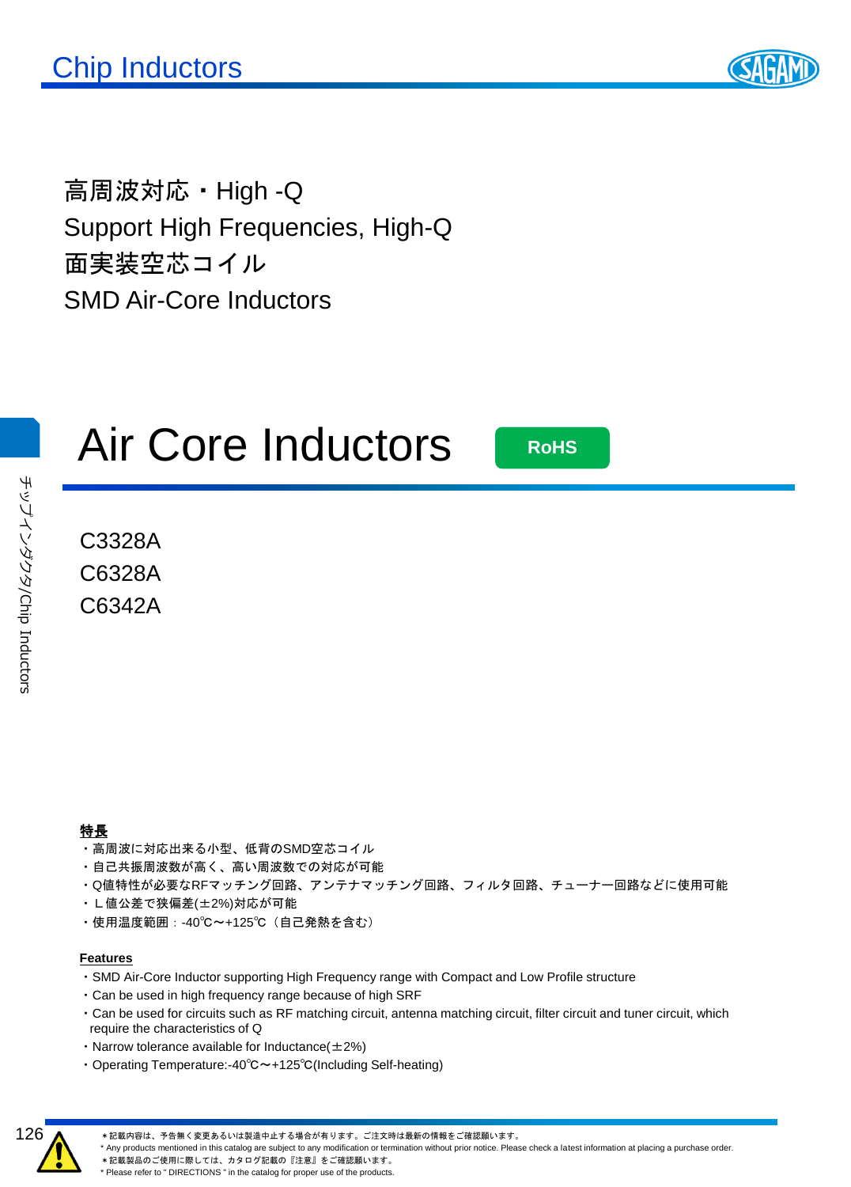# Chip Inductors

高周波対応・High -Q
Support High Frequencies, High-Q
面実装空芯コイル
SMD Air-Core Inductors

チップインダクタ/Chip Inductors

## Air Core Inductors

RoHS

C3328A
C6328A
C6342A

**特長**

- 高周波に対応出来る小型、低背のSMD空芯コイル
- 自己共振周波数が高く、高い周波数での対応が可能
- Q値特性が必要なRFマッチング回路、アンテナマッチング回路、フィルタ回路、チューナー回路などに使用可能
- Ｌ値公差で狭偏差(±2%)対応が可能
- 使用温度範囲：-40℃～+125℃（自己発熱を含む）

**Features**

- SMD Air-Core Inductor supporting High Frequency range with Compact and Low Profile structure
- Can be used in high frequency range because of high SRF
- Can be used for circuits such as RF matching circuit, antenna matching circuit, filter circuit and tuner circuit, which require the characteristics of Q
- Narrow tolerance available for Inductance(±2%)
- Operating Temperature:-40℃～+125℃(Including Self-heating)

＊記載内容は、予告無く変更あるいは製造中止する場合が有ります。ご注文時は最新の情報をご確認願います。
* Any products mentioned in this catalog are subject to any modification or termination without prior notice. Please check a latest information at placing a purchase order.
＊記載製品のご使用に際しては、カタログ記載の『注意』をご確認願います。
* Please refer to " DIRECTIONS " in the catalog for proper use of the products.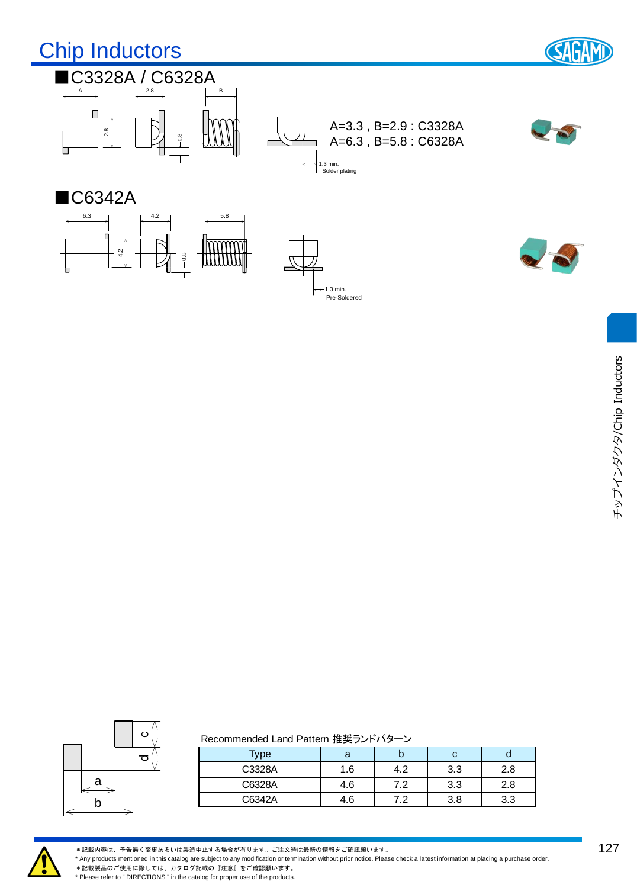# Chip Inductors

## ■C3328A / C6328A

A=3.3 , B=2.9 : C3328A
A=6.3 , B=5.8 : C6328A

1.3 min.
Solder plating

## ■C6342A

1.3 min.
Pre-Soldered

Recommended Land Pattern 推奨ランドパターン

| Type | a | b | c | d |
|---|---|---|---|---|
| C3328A | 1.6 | 4.2 | 3.3 | 2.8 |
| C6328A | 4.6 | 7.2 | 3.3 | 2.8 |
| C6342A | 4.6 | 7.2 | 3.8 | 3.3 |

＊記載内容は、予告無く変更あるいは製造中止する場合が有ります。ご注文時は最新の情報をご確認願います。
* Any products mentioned in this catalog are subject to any modification or termination without prior notice. Please check a latest information at placing a purchase order.
＊記載製品のご使用に際しては、カタログ記載の『注意』をご確認願います。
* Please refer to " DIRECTIONS " in the catalog for proper use of the products.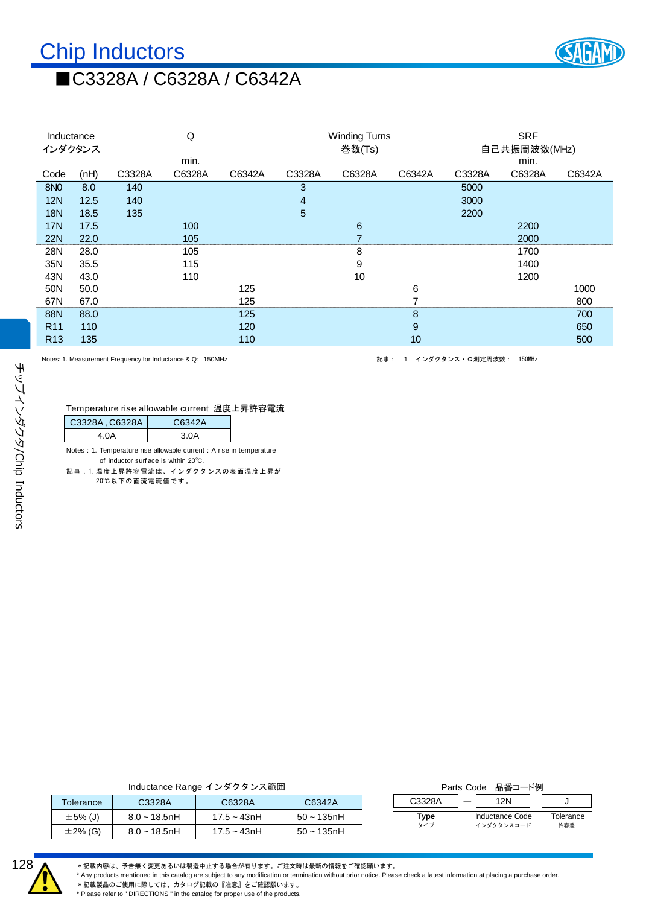# Chip Inductors

## ■C3328A / C6328A / C6342A

| Inductance インダクタンス | | Q min. | | | Winding Turns 巻数(Ts) | | | SRF 自己共振周波数(MHz) min. | | |
|---|---|---|---|---|---|---|---|---|---|---|
| Code | (nH) | C3328A | C6328A | C6342A | C3328A | C6328A | C6342A | C3328A | C6328A | C6342A |
| 8N0 | 8.0 | 140 | | | 3 | | | 5000 | | |
| 12N | 12.5 | 140 | | | 4 | | | 3000 | | |
| 18N | 18.5 | 135 | | | 5 | | | 2200 | | |
| 17N | 17.5 | | 100 | | | 6 | | | 2200 | |
| 22N | 22.0 | | 105 | | | 7 | | | 2000 | |
| 28N | 28.0 | | 105 | | | 8 | | | 1700 | |
| 35N | 35.5 | | 115 | | | 9 | | | 1400 | |
| 43N | 43.0 | | 110 | | | 10 | | | 1200 | |
| 50N | 50.0 | | | 125 | | | 6 | | | 1000 |
| 67N | 67.0 | | | 125 | | | 7 | | | 800 |
| 88N | 88.0 | | | 125 | | | 8 | | | 700 |
| R11 | 110 | | | 120 | | | 9 | | | 650 |
| R13 | 135 | | | 110 | | | 10 | | | 500 |

Notes: 1. Measurement Frequency for Inductance & Q: 150MHz

記事： 1．インダクタンス・Q測定周波数： 150MHz

Temperature rise allowable current 温度上昇許容電流

| C3328A , C6328A | C6342A |
|---|---|
| 4.0A | 3.0A |

Notes : 1. Temperature rise allowable current : A rise in temperature of inductor surface is within 20℃.

記事：1. 温度上昇許容電流は、インダクタンスの表面温度上昇が20℃以下の直流電流値です。

チップインダクタ/Chip Inductors

Inductance Range インダクタンス範囲

| Tolerance | C3328A | C6328A | C6342A |
|---|---|---|---|
| ±5% (J) | 8.0 ~ 18.5nH | 17.5 ~ 43nH | 50 ~ 135nH |
| ±2% (G) | 8.0 ~ 18.5nH | 17.5 ~ 43nH | 50 ~ 135nH |

Parts Code 品番コード例

| C3328A | — | 12N | J |
|---|---|---|---|
| Type タイプ | | Inductance Code インダクタンスコード | Tolerance 許容差 |

＊記載内容は、予告無く変更あるいは製造中止する場合が有ります。ご注文時は最新の情報をご確認願います。
* Any products mentioned in this catalog are subject to any modification or termination without prior notice. Please check a latest information at placing a purchase order.
＊記載製品のご使用に際しては、カタログ記載の『注意』をご確認願います。
* Please refer to " DIRECTIONS " in the catalog for proper use of the products.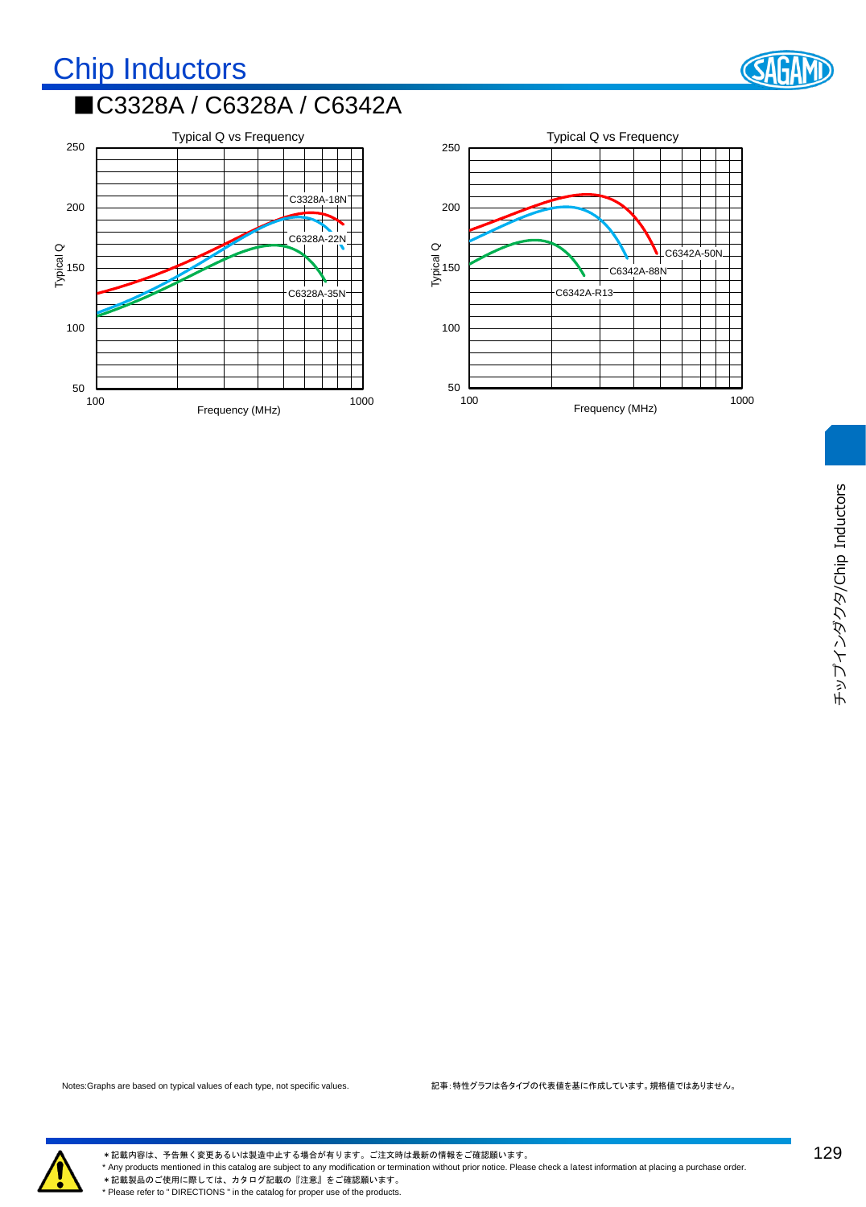# Chip Inductors

## ■C3328A / C6328A / C6342A

Typical Q vs Frequency

Typical Q: 50, 100, 150, 200, 250

Frequency (MHz): 100, 1000

C3328A-18N
C6328A-22N
C6328A-35N

Typical Q vs Frequency

Typical Q: 50, 100, 150, 200, 250

Frequency (MHz): 100, 1000

C6342A-50N
C6342A-88N
C6342A-R13

Notes:Graphs are based on typical values of each type, not specific values.

記事：特性グラフは各タイプの代表値を基に作成しています。規格値ではありません。

チップインダクタ/Chip Inductors

＊記載内容は、予告無く変更あるいは製造中止する場合が有ります。ご注文時は最新の情報をご確認願います。
* Any products mentioned in this catalog are subject to any modification or termination without prior notice. Please check a latest information at placing a purchase order.
＊記載製品のご使用に際しては、カタログ記載の『注意』をご確認願います。
* Please refer to " DIRECTIONS " in the catalog for proper use of the products.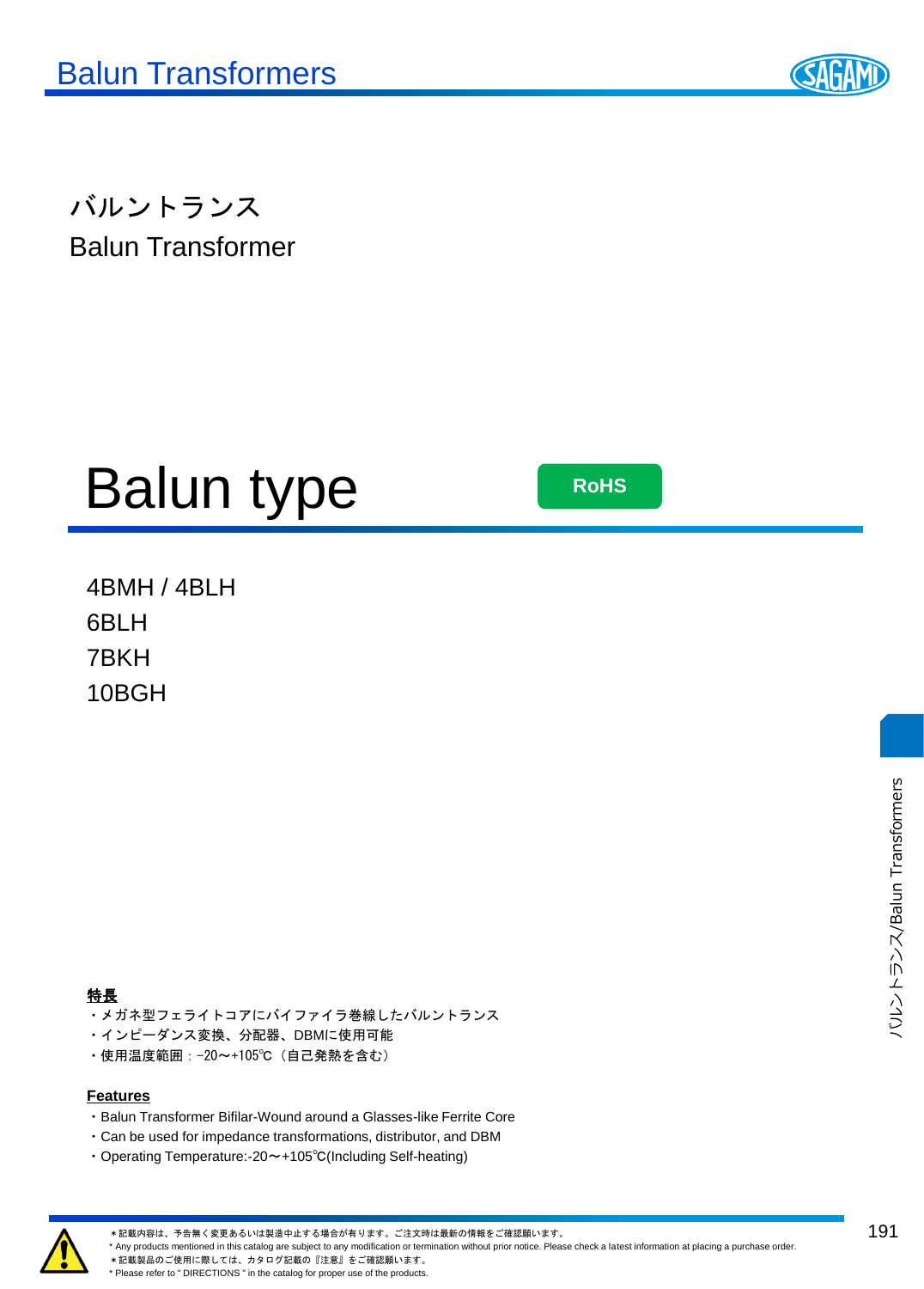# バルントランス
Balun Transformer

## Balun type

RoHS

4BMH / 4BLH
6BLH
7BKH
10BGH

**特長**

・メガネ型フェライトコアにバイファイラ巻線したバルントランス
・インピーダンス変換、分配器、DBMに使用可能
・使用温度範囲：-20～+105℃（自己発熱を含む）

**Features**

・Balun Transformer Bifilar-Wound around a Glasses-like Ferrite Core
・Can be used for impedance transformations, distributor, and DBM
・Operating Temperature:-20～+105℃(Including Self-heating)

＊記載内容は、予告無く変更あるいは製造中止する場合が有ります。ご注文時は最新の情報をご確認願います。
* Any products mentioned in this catalog are subject to any modification or termination without prior notice. Please check a latest information at placing a purchase order.
＊記載製品のご使用に際しては、カタログ記載の『注意』をご確認願います。
* Please refer to " DIRECTIONS " in the catalog for proper use of the products.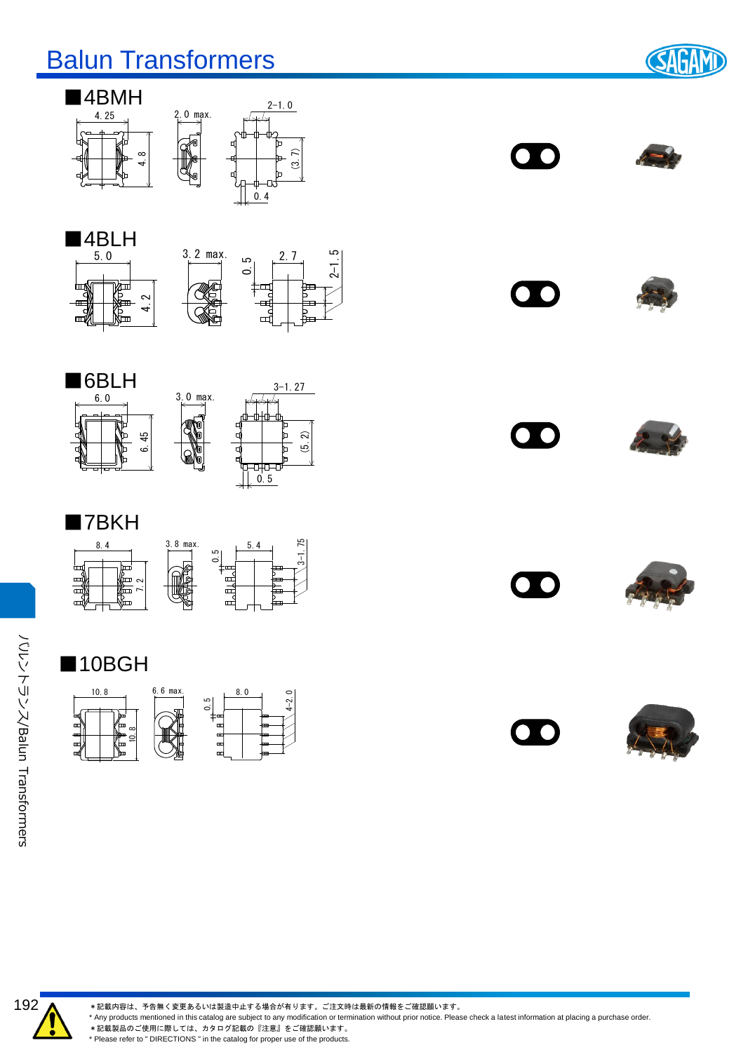# Balun Transformers

## ■4BMH

4.25 / 2.0 max. / 2-1.0 / 4.8 / (3.7) / 0.4

## ■4BLH

5.0 / 3.2 max. / 0.5 / 2.7 / 2-1.5 / 4.2

## ■6BLH

6.0 / 3.0 max. / 3-1.27 / 6.45 / (5.2) / 0.5

## ■7BKH

8.4 / 3.8 max. / 0.5 / 5.4 / 3-1.75 / 7.2

## ■10BGH

10.8 / 6.6 max. / 0.5 / 8.0 / 4-2.0 / 10.8

バルントランス/Balun Transformers

＊記載内容は、予告無く変更あるいは製造中止する場合が有ります。ご注文時は最新の情報をご確認願います。
* Any products mentioned in this catalog are subject to any modification or termination without prior notice. Please check a latest information at placing a purchase order.
＊記載製品のご使用に際しては、カタログ記載の『注意』をご確認願います。
* Please refer to " DIRECTIONS " in the catalog for proper use of the products.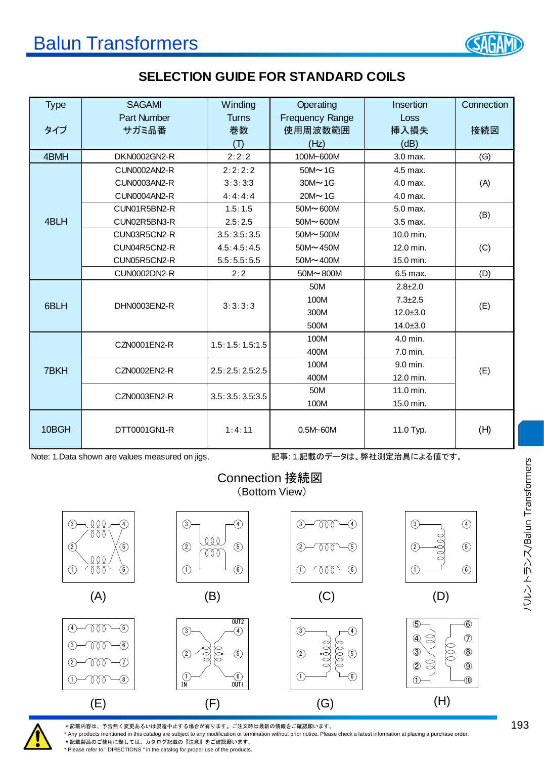# Balun Transformers

## SELECTION GUIDE FOR STANDARD COILS

| Type タイプ | SAGAMI Part Number サガミ品番 | Winding Turns 巻数 (T) | Operating Frequency Range 使用周波数範囲 (Hz) | Insertion Loss 挿入損失 (dB) | Connection 接続図 |
|---|---|---|---|---|---|
| 4BMH | DKN0002GN2-R | 2:2:2 | 100M~600M | 3.0 max. | (G) |
| 4BLH | CUN0002AN2-R | 2:2:2:2 | 50M～1G | 4.5 max. | (A) |
| | CUN0003AN2-R | 3:3:3:3 | 30M～1G | 4.0 max. | |
| | CUN0004AN2-R | 4:4:4:4 | 20M～1G | 4.0 max. | |
| | CUN01R5BN2-R | 1.5:1.5 | 50M～600M | 5.0 max. | (B) |
| | CUN02R5BN3-R | 2.5:2.5 | 50M～600M | 3.5 max. | |
| | CUN03R5CN2-R | 3.5:3.5:3.5 | 50M～500M | 10.0 min. | (C) |
| | CUN04R5CN2-R | 4.5:4.5:4.5 | 50M～450M | 12.0 min. | |
| | CUN05R5CN2-R | 5.5:5.5:5.5 | 50M～400M | 15.0 min. | |
| | CUN0002DN2-R | 2:2 | 50M～800M | 6.5 max. | (D) |
| 6BLH | DHN0003EN2-R | 3:3:3:3 | 50M | 2.8±2.0 | (E) |
| | | | 100M | 7.3±2.5 | |
| | | | 300M | 12.0±3.0 | |
| | | | 500M | 14.0±3.0 | |
| 7BKH | CZN0001EN2-R | 1.5:1.5:1.5:1.5 | 100M | 4.0 min. | (E) |
| | | | 400M | 7.0 min. | |
| | CZN0002EN2-R | 2.5:2.5:2.5:2.5 | 100M | 9.0 min. | |
| | | | 400M | 12.0 min. | |
| | CZN0003EN2-R | 3.5:3.5:3.5:3.5 | 50M | 11.0 min. | |
| | | | 100M | 15.0 min. | |
| 10BGH | DTT0001GN1-R | 1:4:11 | 0.5M~60M | 11.0 Typ. | (H) |

Note: 1.Data shown are values measured on jigs.

記事: 1.記載のデータは、弊社測定治具による値です。

## Connection 接続図
（Bottom View）

(A)

(B)

(C)

(D)

(E)

OUT2

IN

OUT1

(F)

(G)

(H)

バルントランス/Balun Transformers

＊記載内容は、予告無く変更あるいは製造中止する場合が有ります。ご注文時は最新の情報をご確認願います。
* Any products mentioned in this catalog are subject to any modification or termination without prior notice. Please check a latest information at placing a purchase order.
＊記載製品のご使用に際しては、カタログ記載の『注意』をご確認願います。
* Please refer to " DIRECTIONS " in the catalog for proper use of the products.